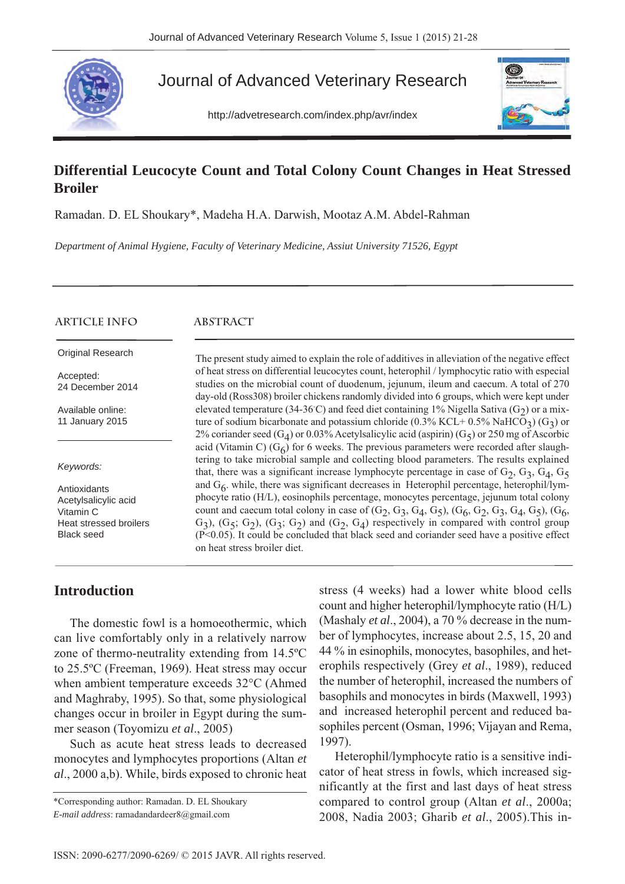# Differential Leucocyte Count and Total Colony Count Changes in Heat Stressed Broiler

Ramadan. D. EL Shoukary*, Madeha H.A. Darwish, Mootaz A.M. Abdel-Rahman

*Department of Animal Hygiene, Faculty of Veterinary Medicine, Assiut University 71526, Egypt*

## ARTICLE INFO

Original Research

Accepted:
24 December 2014

Available online:
11 January 2015

*Keywords:*

Antioxidants
Acetylsalicylic acid
Vitamin C
Heat stressed broilers
Black seed

## ABSTRACT

The present study aimed to explain the role of additives in alleviation of the negative effect of heat stress on differential leucocytes count, heterophil / lymphocytic ratio with especial studies on the microbial count of duodenum, jejunum, ileum and caecum. A total of 270 day-old (Ross308) broiler chickens randomly divided into 6 groups, which were kept under elevated temperature (34-36°C) and feed diet containing 1% Nigella Sativa ($G_2$) or a mixture of sodium bicarbonate and potassium chloride (0.3% KCL+ 0.5% $NaHCO_3$) ($G_3$) or 2% coriander seed ($G_4$) or 0.03% Acetylsalicylic acid (aspirin) ($G_5$) or 250 mg of Ascorbic acid (Vitamin C) ($G_6$) for 6 weeks. The previous parameters were recorded after slaughtering to take microbial sample and collecting blood parameters. The results explained that, there was a significant increase lymphocyte percentage in case of $G_2$, $G_3$, $G_4$, $G_5$ and $G_6$. while, there was significant decreases in Heterophil percentage, heterophil/lymphocyte ratio (H/L), eosinophils percentage, monocytes percentage, jejunum total colony count and caecum total colony in case of ($G_2$, $G_3$, $G_4$, $G_5$), ($G_6$, $G_2$, $G_3$, $G_4$, $G_5$), ($G_6$, $G_3$), ($G_5$; $G_2$), ($G_3$; $G_2$) and ($G_2$, $G_4$) respectively in compared with control group ($P<0.05$). It could be concluded that black seed and coriander seed have a positive effect on heat stress broiler diet.

## Introduction

The domestic fowl is a homoeothermic, which can live comfortably only in a relatively narrow zone of thermo-neutrality extending from 14.5ºC to 25.5ºC (Freeman, 1969). Heat stress may occur when ambient temperature exceeds 32°C (Ahmed and Maghraby, 1995). So that, some physiological changes occur in broiler in Egypt during the summer season (Toyomizu *et al*., 2005)

Such as acute heat stress leads to decreased monocytes and lymphocytes proportions (Altan *et al*., 2000 a,b). While, birds exposed to chronic heat stress (4 weeks) had a lower white blood cells count and higher heterophil/lymphocyte ratio (H/L) (Mashaly *et al*., 2004), a 70 % decrease in the number of lymphocytes, increase about 2.5, 15, 20 and 44 % in esinophils, monocytes, basophiles, and heterophils respectively (Grey *et al*., 1989), reduced the number of heterophil, increased the numbers of basophils and monocytes in birds (Maxwell, 1993) and increased heterophil percent and reduced basophiles percent (Osman, 1996; Vijayan and Rema, 1997).

Heterophil/lymphocyte ratio is a sensitive indicator of heat stress in fowls, which increased significantly at the first and last days of heat stress compared to control group (Altan *et al*., 2000a; 2008, Nadia 2003; Gharib *et al*., 2005).This in-

*Corresponding author: Ramadan. D. EL Shoukary
*E-mail address*: ramadandardeer8@gmail.com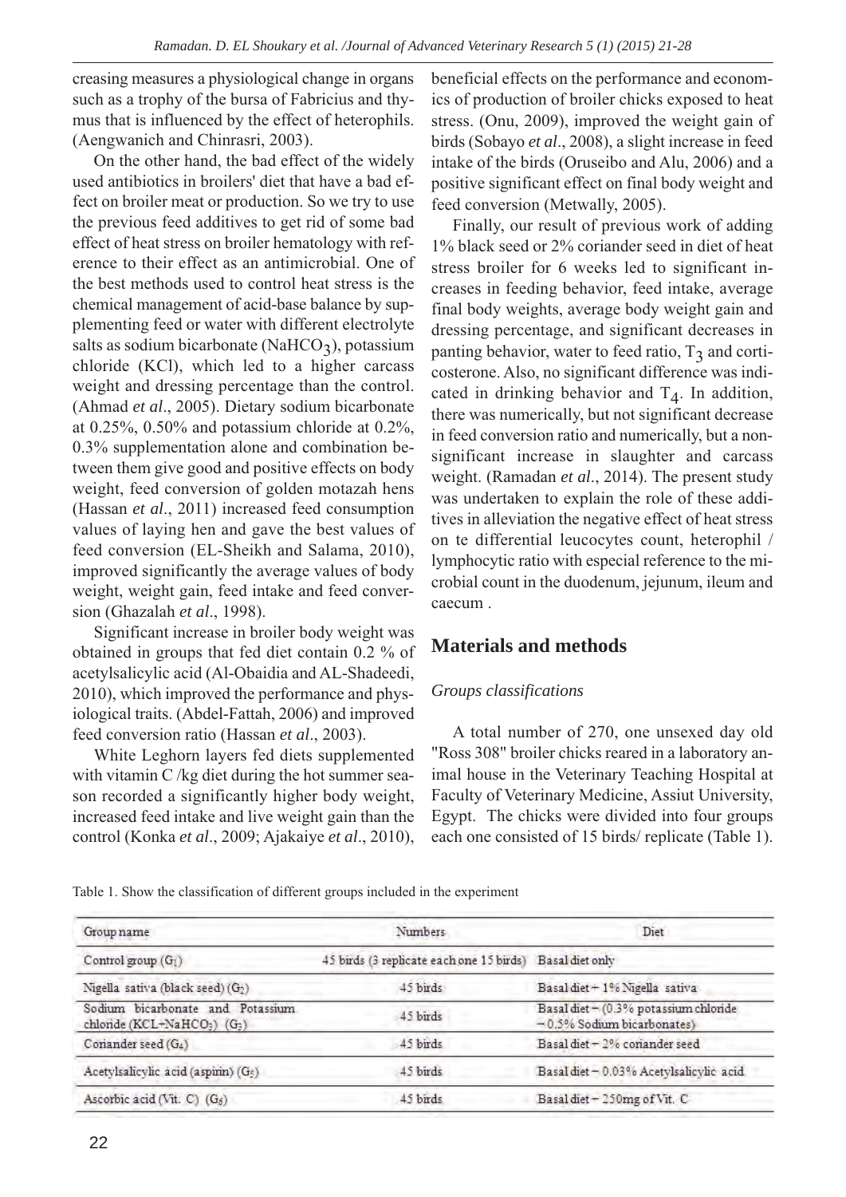creasing measures a physiological change in organs such as a trophy of the bursa of Fabricius and thymus that is influenced by the effect of heterophils. (Aengwanich and Chinrasri, 2003).

On the other hand, the bad effect of the widely used antibiotics in broilers' diet that have a bad effect on broiler meat or production. So we try to use the previous feed additives to get rid of some bad effect of heat stress on broiler hematology with reference to their effect as an antimicrobial. One of the best methods used to control heat stress is the chemical management of acid-base balance by supplementing feed or water with different electrolyte salts as sodium bicarbonate ($NaHCO_3$), potassium chloride (KCl), which led to a higher carcass weight and dressing percentage than the control. (Ahmad *et al*., 2005). Dietary sodium bicarbonate at 0.25%, 0.50% and potassium chloride at 0.2%, 0.3% supplementation alone and combination between them give good and positive effects on body weight, feed conversion of golden motazah hens (Hassan *et al*., 2011) increased feed consumption values of laying hen and gave the best values of feed conversion (EL-Sheikh and Salama, 2010), improved significantly the average values of body weight, weight gain, feed intake and feed conversion (Ghazalah *et al*., 1998).

Significant increase in broiler body weight was obtained in groups that fed diet contain 0.2 % of acetylsalicylic acid (Al-Obaidia and AL-Shadeedi, 2010), which improved the performance and physiological traits. (Abdel-Fattah, 2006) and improved feed conversion ratio (Hassan *et al*., 2003).

White Leghorn layers fed diets supplemented with vitamin C /kg diet during the hot summer season recorded a significantly higher body weight, increased feed intake and live weight gain than the control (Konka *et al*., 2009; Ajakaiye *et al*., 2010), beneficial effects on the performance and economics of production of broiler chicks exposed to heat stress. (Onu, 2009), improved the weight gain of birds (Sobayo *et al*., 2008), a slight increase in feed intake of the birds (Oruseibo and Alu, 2006) and a positive significant effect on final body weight and feed conversion (Metwally, 2005).

Finally, our result of previous work of adding 1% black seed or 2% coriander seed in diet of heat stress broiler for 6 weeks led to significant increases in feeding behavior, feed intake, average final body weights, average body weight gain and dressing percentage, and significant decreases in panting behavior, water to feed ratio, $T_3$ and corticosterone. Also, no significant difference was indicated in drinking behavior and $T_4$. In addition, there was numerically, but not significant decrease in feed conversion ratio and numerically, but a non-significant increase in slaughter and carcass weight. (Ramadan *et al*., 2014). The present study was undertaken to explain the role of these additives in alleviation the negative effect of heat stress on te differential leucocytes count, heterophil / lymphocytic ratio with especial reference to the microbial count in the duodenum, jejunum, ileum and caecum .

## Materials and methods

*Groups classifications*

A total number of 270, one unsexed day old "Ross 308" broiler chicks reared in a laboratory animal house in the Veterinary Teaching Hospital at Faculty of Veterinary Medicine, Assiut University, Egypt. The chicks were divided into four groups each one consisted of 15 birds/ replicate (Table 1).

Table 1. Show the classification of different groups included in the experiment

| Group name | Numbers | Diet |
|---|---|---|
| Control group ($G_1$) | 45 birds (3 replicate each one 15 birds) | Basal diet only |
| Nigella sativa (black seed) ($G_2$) | 45 birds | Basal diet + 1% Nigella sativa |
| Sodium bicarbonate and Potassium chloride ($KCL+NaHCO_3$) ($G_3$) | 45 birds | Basal diet + (0.3% potassium chloride + 0.5% Sodium bicarbonates) |
| Coriander seed ($G_4$) | 45 birds | Basal diet + 2% coriander seed |
| Acetylsalicylic acid (aspirin) ($G_5$) | 45 birds | Basal diet + 0.03% Acetylsalicylic acid |
| Ascorbic acid (Vit. C) ($G_6$) | 45 birds | Basal diet + 250mg of Vit. C |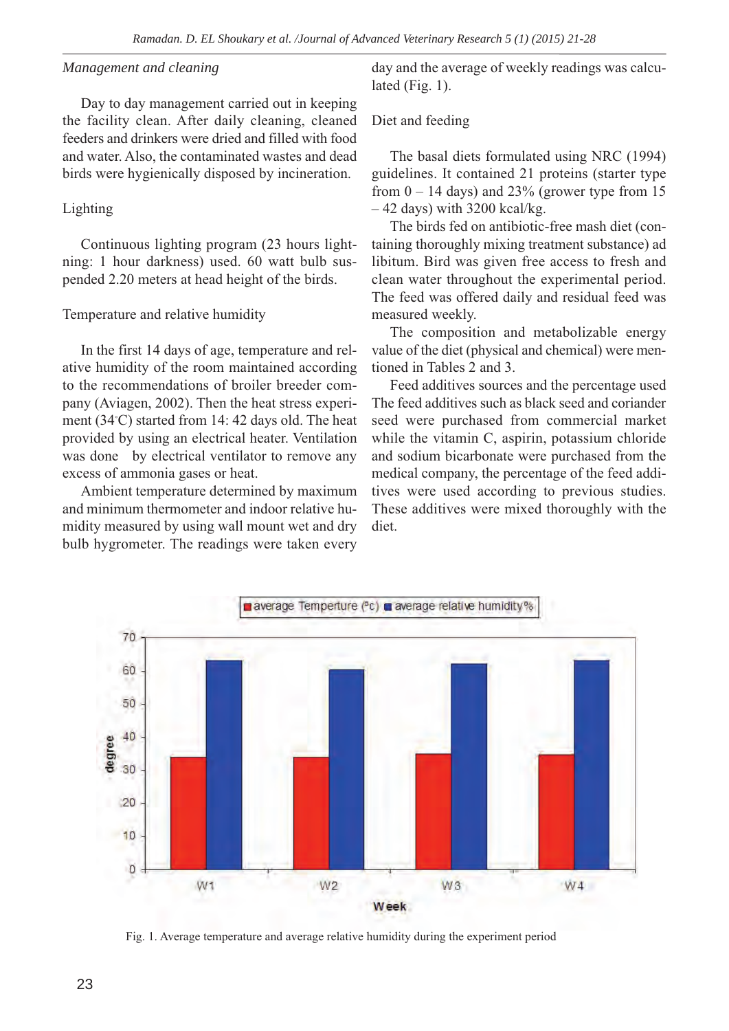*Management and cleaning*

Day to day management carried out in keeping the facility clean. After daily cleaning, cleaned feeders and drinkers were dried and filled with food and water. Also, the contaminated wastes and dead birds were hygienically disposed by incineration.

Lighting

Continuous lighting program (23 hours lightning: 1 hour darkness) used. 60 watt bulb suspended 2.20 meters at head height of the birds.

Temperature and relative humidity

In the first 14 days of age, temperature and relative humidity of the room maintained according to the recommendations of broiler breeder company (Aviagen, 2002). Then the heat stress experiment (34°C) started from 14: 42 days old. The heat provided by using an electrical heater. Ventilation was done by electrical ventilator to remove any excess of ammonia gases or heat.

Ambient temperature determined by maximum and minimum thermometer and indoor relative humidity measured by using wall mount wet and dry bulb hygrometer. The readings were taken every day and the average of weekly readings was calculated (Fig. 1).

Diet and feeding

The basal diets formulated using NRC (1994) guidelines. It contained 21 proteins (starter type from 0 – 14 days) and 23% (grower type from 15 – 42 days) with 3200 kcal/kg.

The birds fed on antibiotic-free mash diet (containing thoroughly mixing treatment substance) ad libitum. Bird was given free access to fresh and clean water throughout the experimental period. The feed was offered daily and residual feed was measured weekly.

The composition and metabolizable energy value of the diet (physical and chemical) were mentioned in Tables 2 and 3.

Feed additives sources and the percentage used The feed additives such as black seed and coriander seed were purchased from commercial market while the vitamin C, aspirin, potassium chloride and sodium bicarbonate were purchased from the medical company, the percentage of the feed additives were used according to previous studies. These additives were mixed thoroughly with the diet.

Fig. 1. Average temperature and average relative humidity during the experiment period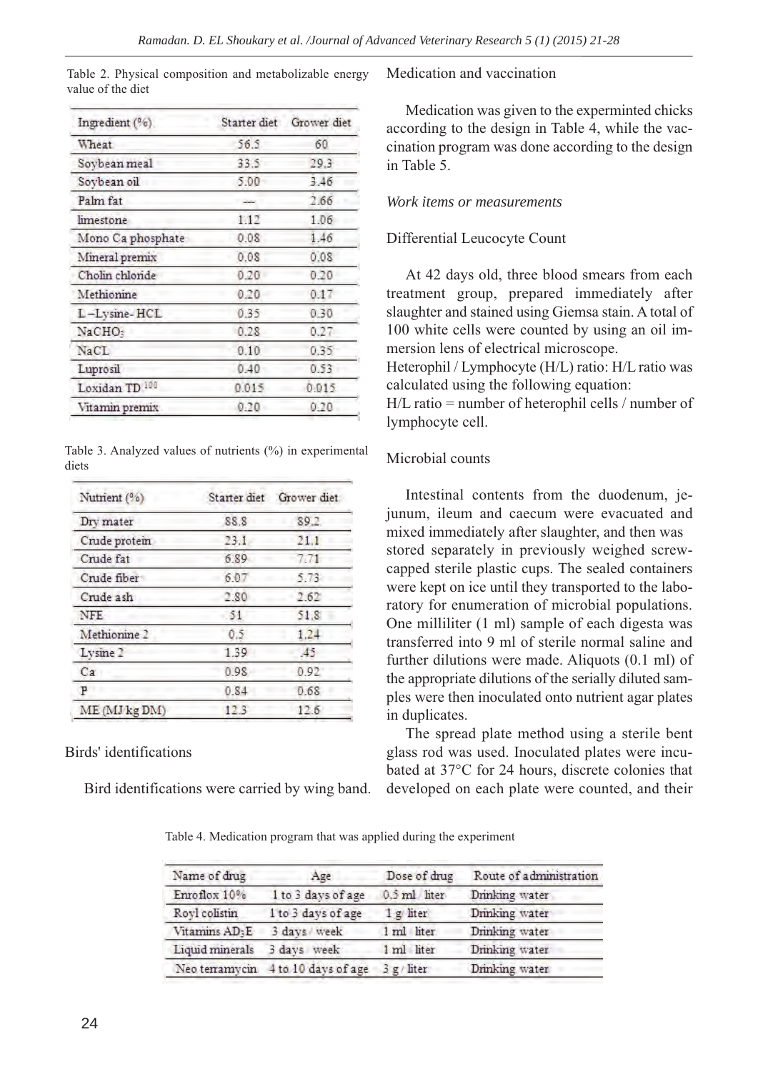Table 2. Physical composition and metabolizable energy value of the diet

| Ingredient (%) | Starter diet | Grower diet |
|---|---|---|
| Wheat | 56.5 | 60 |
| Soybean meal | 33.5 | 29.3 |
| Soybean oil | 5.00 | 3.46 |
| Palm fat | --- | 2.66 |
| limestone | 1.12 | 1.06 |
| Mono Ca phosphate | 0.08 | 1.46 |
| Mineral premix | 0.08 | 0.08 |
| Cholin chloride | 0.20 | 0.20 |
| Methionine | 0.20 | 0.17 |
| L –Lysine- HCL | 0.35 | 0.30 |
| $NaCHO_3$ | 0.28 | 0.27 |
| NaCL | 0.10 | 0.35 |
| Luprosil | 0.40 | 0.53 |
| Loxidan TD [100] | 0.015 | 0.015 |
| Vitamin premix | 0.20 | 0.20 |

Table 3. Analyzed values of nutrients (%) in experimental diets

| Nutrient (%) | Starter diet | Grower diet |
|---|---|---|
| Dry mater | 88.8 | 89.2 |
| Crude protein | 23.1 | 21.1 |
| Crude fat | 6.89 | 7.71 |
| Crude fiber | 6.07 | 5.73 |
| Crude ash | 2.80 | 2.62 |
| NFE | 51 | 51.8 |
| Methionine 2 | 0.5 | 1.24 |
| Lysine 2 | 1.39 | .45 |
| Ca | 0.98 | 0.92 |
| P | 0.84 | 0.68 |
| ME (MJ/kg DM) | 12.3 | 12.6 |

Birds' identifications

Bird identifications were carried by wing band.

Medication and vaccination

Medication was given to the experminted chicks according to the design in Table 4, while the vaccination program was done according to the design in Table 5.

*Work items or measurements*

Differential Leucocyte Count

At 42 days old, three blood smears from each treatment group, prepared immediately after slaughter and stained using Giemsa stain. A total of 100 white cells were counted by using an oil immersion lens of electrical microscope.
Heterophil / Lymphocyte (H/L) ratio: H/L ratio was calculated using the following equation:
H/L ratio = number of heterophil cells / number of lymphocyte cell.

Microbial counts

Intestinal contents from the duodenum, jejunum, ileum and caecum were evacuated and mixed immediately after slaughter, and then was stored separately in previously weighed screw-capped sterile plastic cups. The sealed containers were kept on ice until they transported to the laboratory for enumeration of microbial populations. One milliliter (1 ml) sample of each digesta was transferred into 9 ml of sterile normal saline and further dilutions were made. Aliquots (0.1 ml) of the appropriate dilutions of the serially diluted samples were then inoculated onto nutrient agar plates in duplicates.

The spread plate method using a sterile bent glass rod was used. Inoculated plates were incubated at 37°C for 24 hours, discrete colonies that developed on each plate were counted, and their

Table 4. Medication program that was applied during the experiment

| Name of drug | Age | Dose of drug | Route of administration |
|---|---|---|---|
| Enroflox 10% | 1 to 3 days of age | 0.5 ml / liter | Drinking water |
| Royl colistin | 1 to 3 days of age | 1 g/ liter | Drinking water |
| Vitamins $AD_3E$ | 3 days / week | 1 ml / liter | Drinking water |
| Liquid minerals | 3 days / week | 1 ml / liter | Drinking water |
| Neo terramycin | 4 to 10 days of age | 3 g / liter | Drinking water |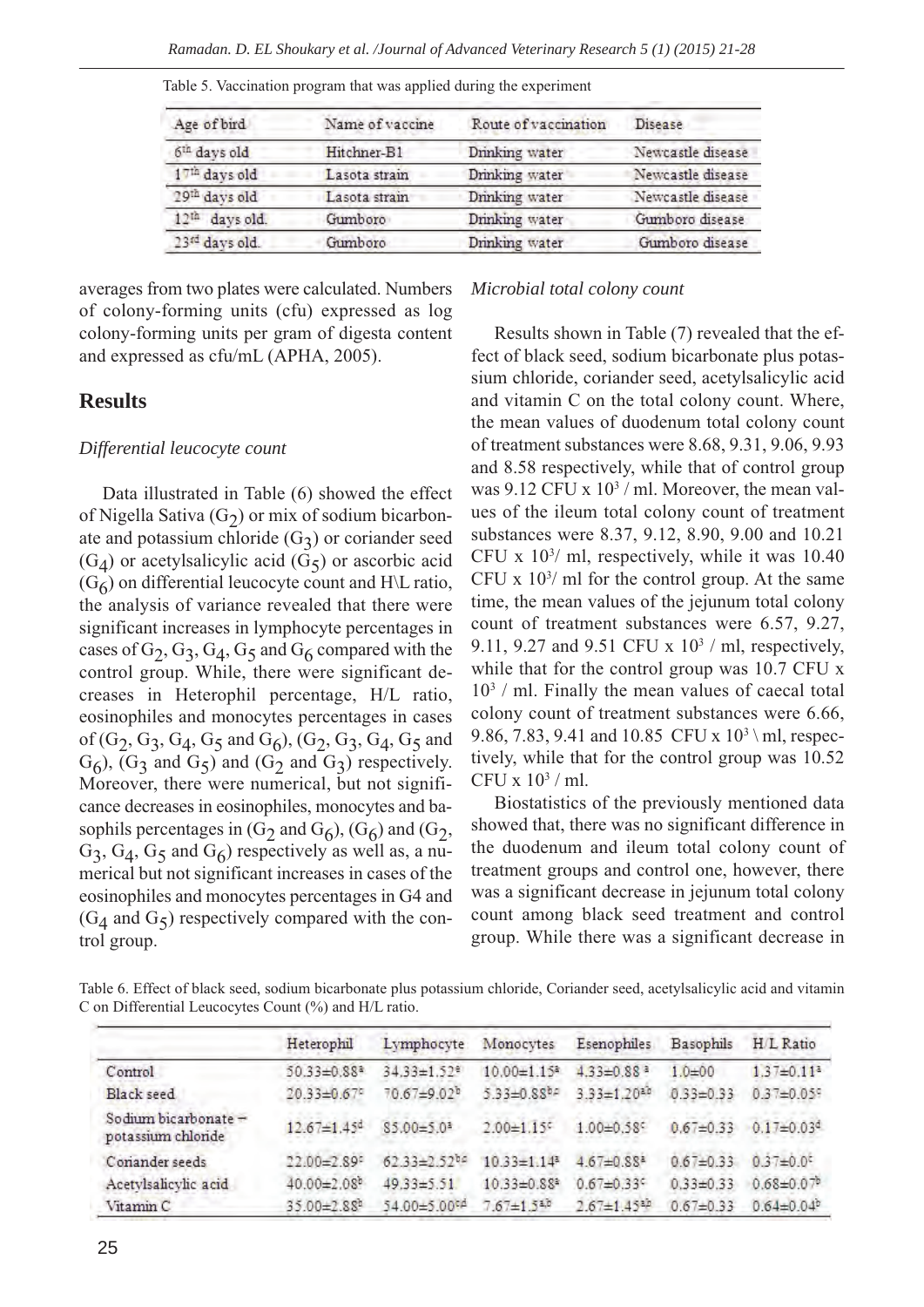Table 5. Vaccination program that was applied during the experiment

| Age of bird | Name of vaccine | Route of vaccination | Disease |
|---|---|---|---|
| 6th days old | Hitchner-B1 | Drinking water | Newcastle disease |
| 17th days old | Lasota strain | Drinking water | Newcastle disease |
| 29th days old | Lasota strain | Drinking water | Newcastle disease |
| 12th days old. | Gumboro | Drinking water | Gumboro disease |
| 23rd days old. | Gumboro | Drinking water | Gumboro disease |

averages from two plates were calculated. Numbers of colony-forming units (cfu) expressed as log colony-forming units per gram of digesta content and expressed as cfu/mL (APHA, 2005).

## Results

### *Differential leucocyte count*

Data illustrated in Table (6) showed the effect of Nigella Sativa ($G_2$) or mix of sodium bicarbonate and potassium chloride ($G_3$) or coriander seed ($G_4$) or acetylsalicylic acid ($G_5$) or ascorbic acid ($G_6$) on differential leucocyte count and H\L ratio, the analysis of variance revealed that there were significant increases in lymphocyte percentages in cases of $G_2$, $G_3$, $G_4$, $G_5$ and $G_6$ compared with the control group. While, there were significant decreases in Heterophil percentage, H/L ratio, eosinophiles and monocytes percentages in cases of ($G_2$, $G_3$, $G_4$, $G_5$ and $G_6$), ($G_2$, $G_3$, $G_4$, $G_5$ and $G_6$), ($G_3$ and $G_5$) and ($G_2$ and $G_3$) respectively. Moreover, there were numerical, but not significance decreases in eosinophiles, monocytes and basophils percentages in ($G_2$ and $G_6$), ($G_6$) and ($G_2$, $G_3$, $G_4$, $G_5$ and $G_6$) respectively as well as, a numerical but not significant increases in cases of the eosinophiles and monocytes percentages in G4 and ($G_4$ and $G_5$) respectively compared with the control group.

### *Microbial total colony count*

Results shown in Table (7) revealed that the effect of black seed, sodium bicarbonate plus potassium chloride, coriander seed, acetylsalicylic acid and vitamin C on the total colony count. Where, the mean values of duodenum total colony count of treatment substances were 8.68, 9.31, 9.06, 9.93 and 8.58 respectively, while that of control group was 9.12 CFU x $10^3$ / ml. Moreover, the mean values of the ileum total colony count of treatment substances were 8.37, 9.12, 8.90, 9.00 and 10.21 CFU x $10^3$/ ml, respectively, while it was 10.40 CFU x $10^3$/ ml for the control group. At the same time, the mean values of the jejunum total colony count of treatment substances were 6.57, 9.27, 9.11, 9.27 and 9.51 CFU x $10^3$ / ml, respectively, while that for the control group was 10.7 CFU x $10^3$ / ml. Finally the mean values of caecal total colony count of treatment substances were 6.66, 9.86, 7.83, 9.41 and 10.85 CFU x $10^3$ \ ml, respectively, while that for the control group was 10.52 CFU x $10^3$ / ml.

Biostatistics of the previously mentioned data showed that, there was no significant difference in the duodenum and ileum total colony count of treatment groups and control one, however, there was a significant decrease in jejunum total colony count among black seed treatment and control group. While there was a significant decrease in

Table 6. Effect of black seed, sodium bicarbonate plus potassium chloride, Coriander seed, acetylsalicylic acid and vitamin C on Differential Leucocytes Count (%) and H/L ratio.

| | Heterophil | Lymphocyte | Monocytes | Esenophiles | Basophils | H/L Ratio |
|---|---|---|---|---|---|---|
| Control | 50.33±0.88[a] | 34.33±1.52[e] | 10.00±1.15[a] | 4.33±0.88[a] | 1.0±00 | 1.37±0.11[a] |
| Black seed | 20.33±0.67[c] | 70.67±9.02[b] | 5.33±0.88[bc] | 3.33±1.20[ab] | 0.33±0.33 | 0.37±0.05[c] |
| Sodium bicarbonate – potassium chloride | 12.67±1.45[d] | 85.00±5.0[a] | 2.00±1.15[c] | 1.00±0.58[c] | 0.67±0.33 | 0.17±0.03[d] |
| Coriander seeds | 22.00±2.89[c] | 62.33±2.52[bc] | 10.33±1.14[a] | 4.67±0.88[a] | 0.67±0.33 | 0.37±0.0[c] |
| Acetylsalicylic acid | 40.00±2.08[b] | 49.33±5.51 | 10.33±0.88[a] | 0.67±0.33[c] | 0.33±0.33 | 0.68±0.07[b] |
| Vitamin C | 35.00±2.88[b] | 54.00±5.00[cd] | 7.67±1.5[ab] | 2.67±1.45[ab] | 0.67±0.33 | 0.64±0.04[b] |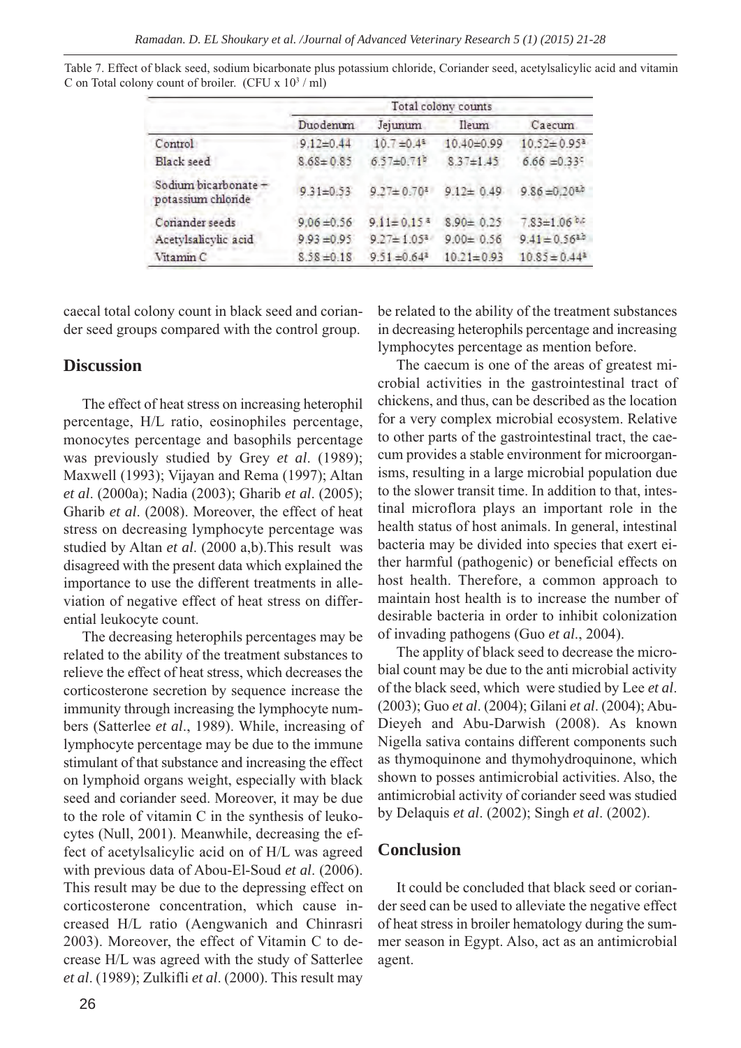Table 7. Effect of black seed, sodium bicarbonate plus potassium chloride, Coriander seed, acetylsalicylic acid and vitamin C on Total colony count of broiler. (CFU x $10^3$ / ml)

| | Total colony counts | | | |
|---|---|---|---|---|
| | Duodenum | Jejunum | Ileum | Caecum |
| Control | 9.12±0.44 | 10.7 ±0.4$^a$ | 10.40±0.99 | 10.52± 0.95$^a$ |
| Black seed | 8.68± 0.85 | 6.57±0.71$^b$ | 8.37±1.45 | 6.66 ±0.33$^c$ |
| Sodium bicarbonate + potassium chloride | 9.31±0.53 | 9.27± 0.70$^a$ | 9.12± 0.49 | 9.86 ±0.20$^{a,b}$ |
| Coriander seeds | 9.06 ±0.56 | 9.11± 0.15 $^a$ | 8.90± 0.25 | 7.83±1.06 $^{b,c}$ |
| Acetylsalicylic acid | 9.93 ±0.95 | 9.27± 1.05$^a$ | 9.00± 0.56 | 9.41 ± 0.56$^{a,b}$ |
| Vitamin C | 8.58 ±0.18 | 9.51 ±0.64$^a$ | 10.21±0.93 | 10.85 ± 0.44$^a$ |

caecal total colony count in black seed and coriander seed groups compared with the control group.

## Discussion

The effect of heat stress on increasing heterophil percentage, H/L ratio, eosinophiles percentage, monocytes percentage and basophils percentage was previously studied by Grey *et al*. (1989); Maxwell (1993); Vijayan and Rema (1997); Altan *et al*. (2000a); Nadia (2003); Gharib *et al*. (2005); Gharib *et al*. (2008). Moreover, the effect of heat stress on decreasing lymphocyte percentage was studied by Altan *et al*. (2000 a,b).This result was disagreed with the present data which explained the importance to use the different treatments in alleviation of negative effect of heat stress on differential leukocyte count.

The decreasing heterophils percentages may be related to the ability of the treatment substances to relieve the effect of heat stress, which decreases the corticosterone secretion by sequence increase the immunity through increasing the lymphocyte numbers (Satterlee *et al*., 1989). While, increasing of lymphocyte percentage may be due to the immune stimulant of that substance and increasing the effect on lymphoid organs weight, especially with black seed and coriander seed. Moreover, it may be due to the role of vitamin C in the synthesis of leukocytes (Null, 2001). Meanwhile, decreasing the effect of acetylsalicylic acid on of H/L was agreed with previous data of Abou-El-Soud *et al*. (2006). This result may be due to the depressing effect on corticosterone concentration, which cause increased H/L ratio (Aengwanich and Chinrasri 2003). Moreover, the effect of Vitamin C to decrease H/L was agreed with the study of Satterlee *et al*. (1989); Zulkifli *et al*. (2000). This result may be related to the ability of the treatment substances in decreasing heterophils percentage and increasing lymphocytes percentage as mention before.

The caecum is one of the areas of greatest microbial activities in the gastrointestinal tract of chickens, and thus, can be described as the location for a very complex microbial ecosystem. Relative to other parts of the gastrointestinal tract, the caecum provides a stable environment for microorganisms, resulting in a large microbial population due to the slower transit time. In addition to that, intestinal microflora plays an important role in the health status of host animals. In general, intestinal bacteria may be divided into species that exert either harmful (pathogenic) or beneficial effects on host health. Therefore, a common approach to maintain host health is to increase the number of desirable bacteria in order to inhibit colonization of invading pathogens (Guo *et al*., 2004).

The applity of black seed to decrease the microbial count may be due to the anti microbial activity of the black seed, which were studied by Lee *et al*. (2003); Guo *et al*. (2004); Gilani *et al*. (2004); Abu-Dieyeh and Abu-Darwish (2008). As known Nigella sativa contains different components such as thymoquinone and thymohydroquinone, which shown to posses antimicrobial activities. Also, the antimicrobial activity of coriander seed was studied by Delaquis *et al*. (2002); Singh *et al*. (2002).

## Conclusion

It could be concluded that black seed or coriander seed can be used to alleviate the negative effect of heat stress in broiler hematology during the summer season in Egypt. Also, act as an antimicrobial agent.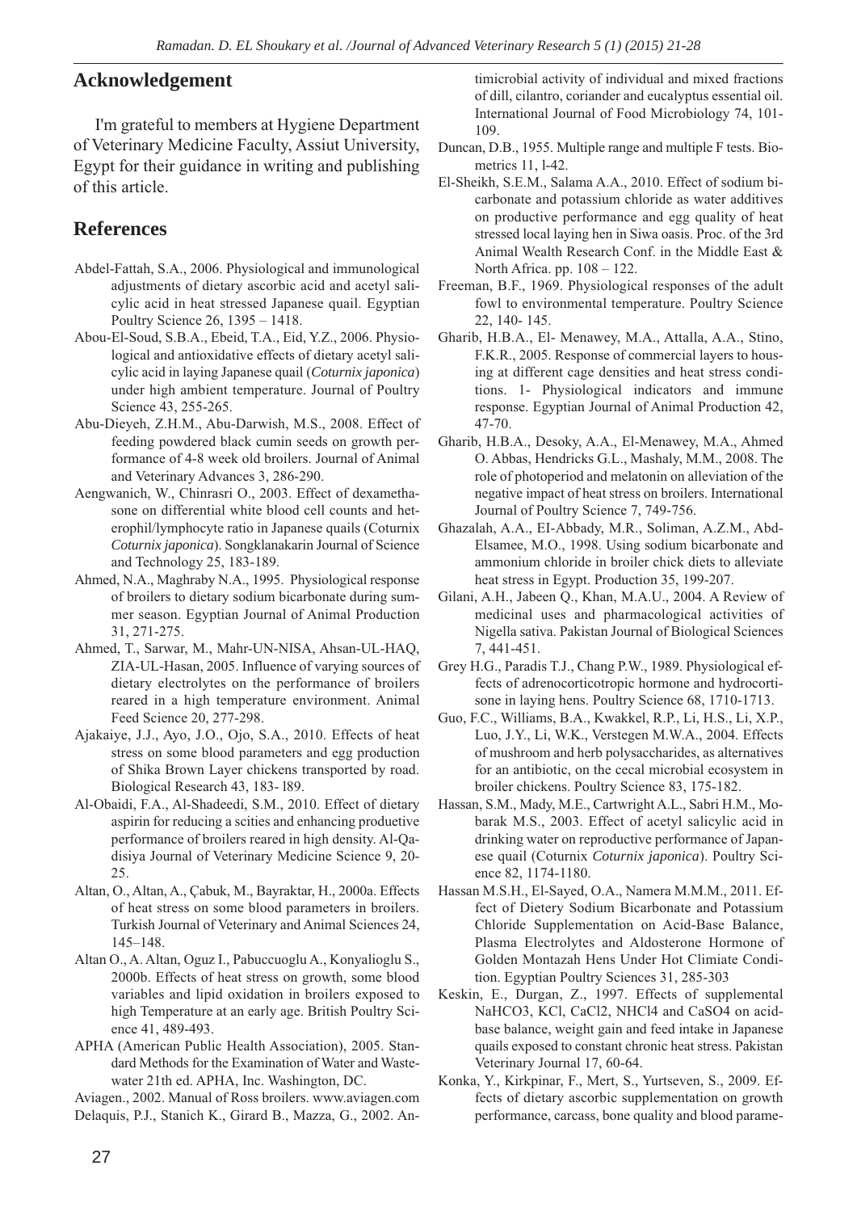## Acknowledgement

I'm grateful to members at Hygiene Department of Veterinary Medicine Faculty, Assiut University, Egypt for their guidance in writing and publishing of this article.

## References

Abdel-Fattah, S.A., 2006. Physiological and immunological adjustments of dietary ascorbic acid and acetyl salicylic acid in heat stressed Japanese quail. Egyptian Poultry Science 26, 1395 – 1418.

Abou-El-Soud, S.B.A., Ebeid, T.A., Eid, Y.Z., 2006. Physiological and antioxidative effects of dietary acetyl salicylic acid in laying Japanese quail (*Coturnix japonica*) under high ambient temperature. Journal of Poultry Science 43, 255-265.

Abu-Dieyeh, Z.H.M., Abu-Darwish, M.S., 2008. Effect of feeding powdered black cumin seeds on growth performance of 4-8 week old broilers. Journal of Animal and Veterinary Advances 3, 286-290.

Aengwanich, W., Chinrasri O., 2003. Effect of dexamethasone on differential white blood cell counts and heterophil/lymphocyte ratio in Japanese quails (Coturnix *Coturnix japonica*). Songklanakarin Journal of Science and Technology 25, 183-189.

Ahmed, N.A., Maghraby N.A., 1995. Physiological response of broilers to dietary sodium bicarbonate during summer season. Egyptian Journal of Animal Production 31, 271-275.

Ahmed, T., Sarwar, M., Mahr-UN-NISA, Ahsan-UL-HAQ, ZIA-UL-Hasan, 2005. Influence of varying sources of dietary electrolytes on the performance of broilers reared in a high temperature environment. Animal Feed Science 20, 277-298.

Ajakaiye, J.J., Ayo, J.O., Ojo, S.A., 2010. Effects of heat stress on some blood parameters and egg production of Shika Brown Layer chickens transported by road. Biological Research 43, 183- l89.

Al-Obaidi, F.A., Al-Shadeedi, S.M., 2010. Effect of dietary aspirin for reducing a scities and enhancing produetive performance of broilers reared in high density. Al-Qadisiya Journal of Veterinary Medicine Science 9, 20-25.

Altan, O., Altan, A., Çabuk, M., Bayraktar, H., 2000a. Effects of heat stress on some blood parameters in broilers. Turkish Journal of Veterinary and Animal Sciences 24, 145–148.

Altan O., A. Altan, Oguz I., Pabuccuoglu A., Konyalioglu S., 2000b. Effects of heat stress on growth, some blood variables and lipid oxidation in broilers exposed to high Temperature at an early age. British Poultry Science 41, 489-493.

APHA (American Public Health Association), 2005. Standard Methods for the Examination of Water and Wastewater 21th ed. APHA, Inc. Washington, DC.

Aviagen., 2002. Manual of Ross broilers. www.aviagen.com

Delaquis, P.J., Stanich K., Girard B., Mazza, G., 2002. Antimicrobial activity of individual and mixed fractions of dill, cilantro, coriander and eucalyptus essential oil. International Journal of Food Microbiology 74, 101-109.

Duncan, D.B., 1955. Multiple range and multiple F tests. Biometrics 11, l-42.

El-Sheikh, S.E.M., Salama A.A., 2010. Effect of sodium bicarbonate and potassium chloride as water additives on productive performance and egg quality of heat stressed local laying hen in Siwa oasis. Proc. of the 3rd Animal Wealth Research Conf. in the Middle East & North Africa. pp. 108 – 122.

Freeman, B.F., 1969. Physiological responses of the adult fowl to environmental temperature. Poultry Science 22, 140- 145.

Gharib, H.B.A., El- Menawey, M.A., Attalla, A.A., Stino, F.K.R., 2005. Response of commercial layers to housing at different cage densities and heat stress conditions. 1- Physiological indicators and immune response. Egyptian Journal of Animal Production 42, 47-70.

Gharib, H.B.A., Desoky, A.A., El-Menawey, M.A., Ahmed O. Abbas, Hendricks G.L., Mashaly, M.M., 2008. The role of photoperiod and melatonin on alleviation of the negative impact of heat stress on broilers. International Journal of Poultry Science 7, 749-756.

Ghazalah, A.A., EI-Abbady, M.R., Soliman, A.Z.M., Abd-Elsamee, M.O., 1998. Using sodium bicarbonate and ammonium chloride in broiler chick diets to alleviate heat stress in Egypt. Production 35, 199-207.

Gilani, A.H., Jabeen Q., Khan, M.A.U., 2004. A Review of medicinal uses and pharmacological activities of Nigella sativa. Pakistan Journal of Biological Sciences 7, 441-451.

Grey H.G., Paradis T.J., Chang P.W., 1989. Physiological effects of adrenocorticotropic hormone and hydrocortisone in laying hens. Poultry Science 68, 1710-1713.

Guo, F.C., Williams, B.A., Kwakkel, R.P., Li, H.S., Li, X.P., Luo, J.Y., Li, W.K., Verstegen M.W.A., 2004. Effects of mushroom and herb polysaccharides, as alternatives for an antibiotic, on the cecal microbial ecosystem in broiler chickens. Poultry Science 83, 175-182.

Hassan, S.M., Mady, M.E., Cartwright A.L., Sabri H.M., Mobarak M.S., 2003. Effect of acetyl salicylic acid in drinking water on reproductive performance of Japanese quail (Coturnix *Coturnix japonica*). Poultry Science 82, 1174-1180.

Hassan M.S.H., El-Sayed, O.A., Namera M.M.M., 2011. Effect of Dietery Sodium Bicarbonate and Potassium Chloride Supplementation on Acid-Base Balance, Plasma Electrolytes and Aldosterone Hormone of Golden Montazah Hens Under Hot Climiate Condition. Egyptian Poultry Sciences 31, 285-303

Keskin, E., Durgan, Z., 1997. Effects of supplemental $NaHCO_3$, KCl, $CaCl_2$, $NHCl_4$ and $CaSO_4$ on acid-base balance, weight gain and feed intake in Japanese quails exposed to constant chronic heat stress. Pakistan Veterinary Journal 17, 60-64.

Konka, Y., Kirkpinar, F., Mert, S., Yurtseven, S., 2009. Effects of dietary ascorbic supplementation on growth performance, carcass, bone quality and blood parame-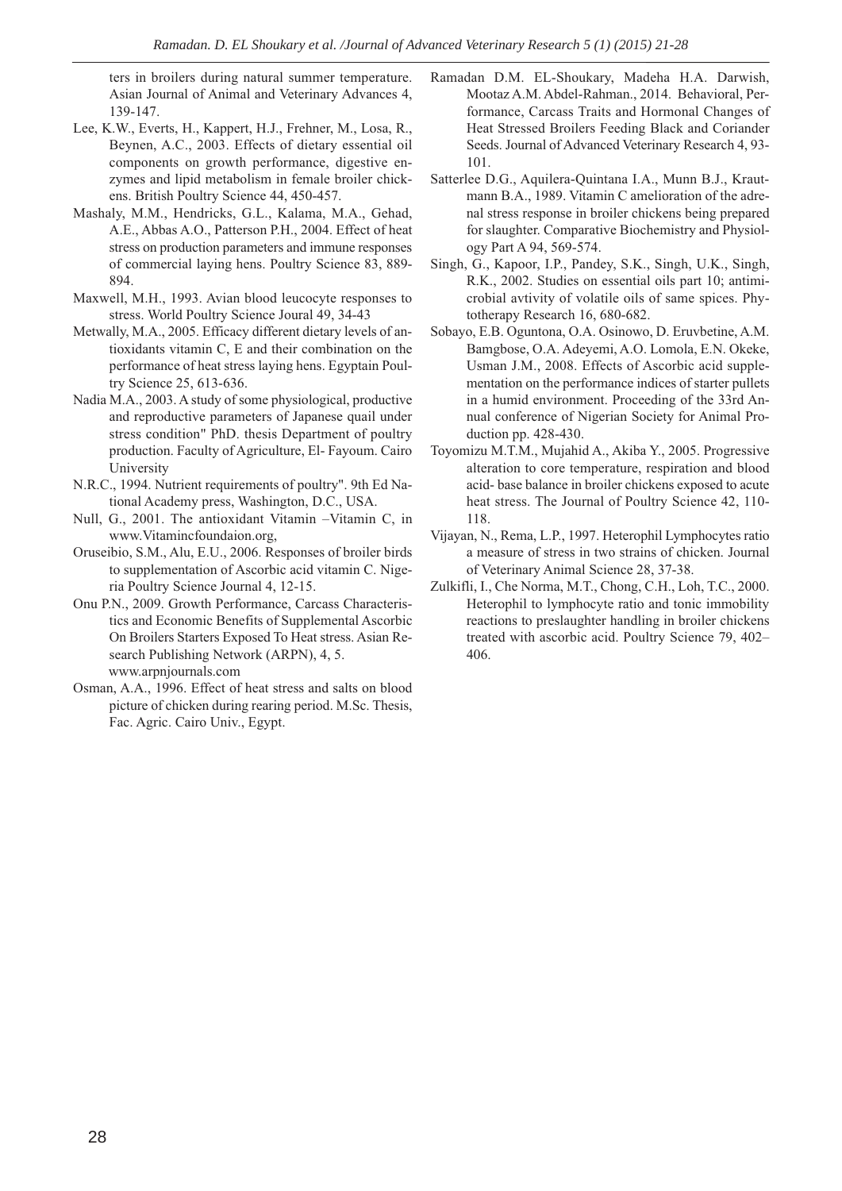ters in broilers during natural summer temperature. Asian Journal of Animal and Veterinary Advances 4, 139-147.

Lee, K.W., Everts, H., Kappert, H.J., Frehner, M., Losa, R., Beynen, A.C., 2003. Effects of dietary essential oil components on growth performance, digestive enzymes and lipid metabolism in female broiler chickens. British Poultry Science 44, 450-457.

Mashaly, M.M., Hendricks, G.L., Kalama, M.A., Gehad, A.E., Abbas A.O., Patterson P.H., 2004. Effect of heat stress on production parameters and immune responses of commercial laying hens. Poultry Science 83, 889-894.

Maxwell, M.H., 1993. Avian blood leucocyte responses to stress. World Poultry Science Joural 49, 34-43

Metwally, M.A., 2005. Efficacy different dietary levels of antioxidants vitamin C, E and their combination on the performance of heat stress laying hens. Egyptain Poultry Science 25, 613-636.

Nadia M.A., 2003. A study of some physiological, productive and reproductive parameters of Japanese quail under stress condition" PhD. thesis Department of poultry production. Faculty of Agriculture, El- Fayoum. Cairo University

N.R.C., 1994. Nutrient requirements of poultry". 9th Ed National Academy press, Washington, D.C., USA.

Null, G., 2001. The antioxidant Vitamin –Vitamin C, in www.Vitamincfoundaion.org,

Oruseibio, S.M., Alu, E.U., 2006. Responses of broiler birds to supplementation of Ascorbic acid vitamin C. Nigeria Poultry Science Journal 4, 12-15.

Onu P.N., 2009. Growth Performance, Carcass Characteristics and Economic Benefits of Supplemental Ascorbic On Broilers Starters Exposed To Heat stress. Asian Research Publishing Network (ARPN), 4, 5. www.arpnjournals.com

Osman, A.A., 1996. Effect of heat stress and salts on blood picture of chicken during rearing period. M.Sc. Thesis, Fac. Agric. Cairo Univ., Egypt.

Ramadan D.M. EL-Shoukary, Madeha H.A. Darwish, Mootaz A.M. Abdel-Rahman., 2014. Behavioral, Performance, Carcass Traits and Hormonal Changes of Heat Stressed Broilers Feeding Black and Coriander Seeds. Journal of Advanced Veterinary Research 4, 93-101.

Satterlee D.G., Aquilera-Quintana I.A., Munn B.J., Krautmann B.A., 1989. Vitamin C amelioration of the adrenal stress response in broiler chickens being prepared for slaughter. Comparative Biochemistry and Physiology Part A 94, 569-574.

Singh, G., Kapoor, I.P., Pandey, S.K., Singh, U.K., Singh, R.K., 2002. Studies on essential oils part 10; antimicrobial avtivity of volatile oils of same spices. Phytotherapy Research 16, 680-682.

Sobayo, E.B. Oguntona, O.A. Osinowo, D. Eruvbetine, A.M. Bamgbose, O.A. Adeyemi, A.O. Lomola, E.N. Okeke, Usman J.M., 2008. Effects of Ascorbic acid supplementation on the performance indices of starter pullets in a humid environment. Proceeding of the 33rd Annual conference of Nigerian Society for Animal Production pp. 428-430.

Toyomizu M.T.M., Mujahid A., Akiba Y., 2005. Progressive alteration to core temperature, respiration and blood acid- base balance in broiler chickens exposed to acute heat stress. The Journal of Poultry Science 42, 110-118.

Vijayan, N., Rema, L.P., 1997. Heterophil Lymphocytes ratio a measure of stress in two strains of chicken. Journal of Veterinary Animal Science 28, 37-38.

Zulkifli, I., Che Norma, M.T., Chong, C.H., Loh, T.C., 2000. Heterophil to lymphocyte ratio and tonic immobility reactions to preslaughter handling in broiler chickens treated with ascorbic acid. Poultry Science 79, 402–406.